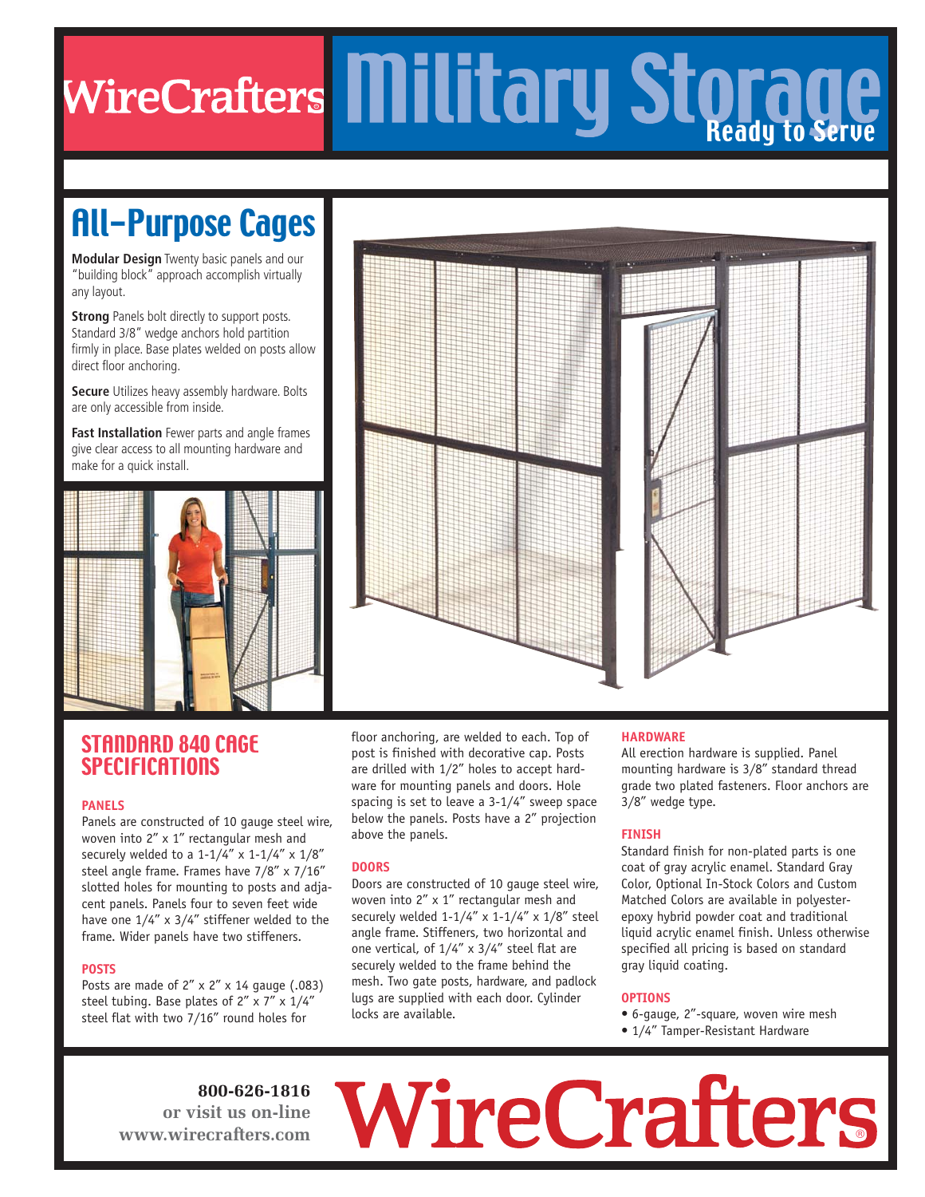# WireCrafters Military Storage

Ready to Serve

## All-Purpose Cages

**Modular Design** Twenty basic panels and our "building block" approach accomplish virtually any layout.

**Strong** Panels bolt directly to support posts. Standard 3/8" wedge anchors hold partition firmly in place. Base plates welded on posts allow direct floor anchoring.

**Secure** Utilizes heavy assembly hardware. Bolts are only accessible from inside.

**Fast Installation** Fewer parts and angle frames give clear access to all mounting hardware and make for a quick install.

## STANDARD 840 CAGE SPECIFICATIONS

### PANELS

Panels are constructed of 10 gauge steel wire, woven into 2" x 1" rectangular mesh and securely welded to a 1-1/4" x 1-1/4" x 1/8" steel angle frame. Frames have 7/8" x 7/16" slotted holes for mounting to posts and adjacent panels. Panels four to seven feet wide have one 1/4" x 3/4" stiffener welded to the frame. Wider panels have two stiffeners.

### POSTS

Posts are made of 2" x 2" x 14 gauge (.083) steel tubing. Base plates of 2" x 7" x 1/4" steel flat with two 7/16" round holes for floor anchoring, are welded to each. Top of post is finished with decorative cap. Posts are drilled with 1/2" holes to accept hardware for mounting panels and doors. Hole spacing is set to leave a 3-1/4" sweep space below the panels. Posts have a 2" projection above the panels.

### DOORS

Doors are constructed of 10 gauge steel wire, woven into 2" x 1" rectangular mesh and securely welded 1-1/4" x 1-1/4" x 1/8" steel angle frame. Stiffeners, two horizontal and one vertical, of 1/4" x 3/4" steel flat are securely welded to the frame behind the mesh. Two gate posts, hardware, and padlock lugs are supplied with each door. Cylinder locks are available.

### HARDWARE

All erection hardware is supplied. Panel mounting hardware is 3/8" standard thread grade two plated fasteners. Floor anchors are 3/8" wedge type.

### FINISH

Standard finish for non-plated parts is one coat of gray acrylic enamel. Standard Gray Color, Optional In-Stock Colors and Custom Matched Colors are available in polyester-epoxy hybrid powder coat and traditional liquid acrylic enamel finish. Unless otherwise specified all pricing is based on standard gray liquid coating.

### OPTIONS

- 6-gauge, 2"-square, woven wire mesh
- 1/4" Tamper-Resistant Hardware

**800-626-1816**
**or visit us on-line**
**www.wirecrafters.com**

WireCrafters®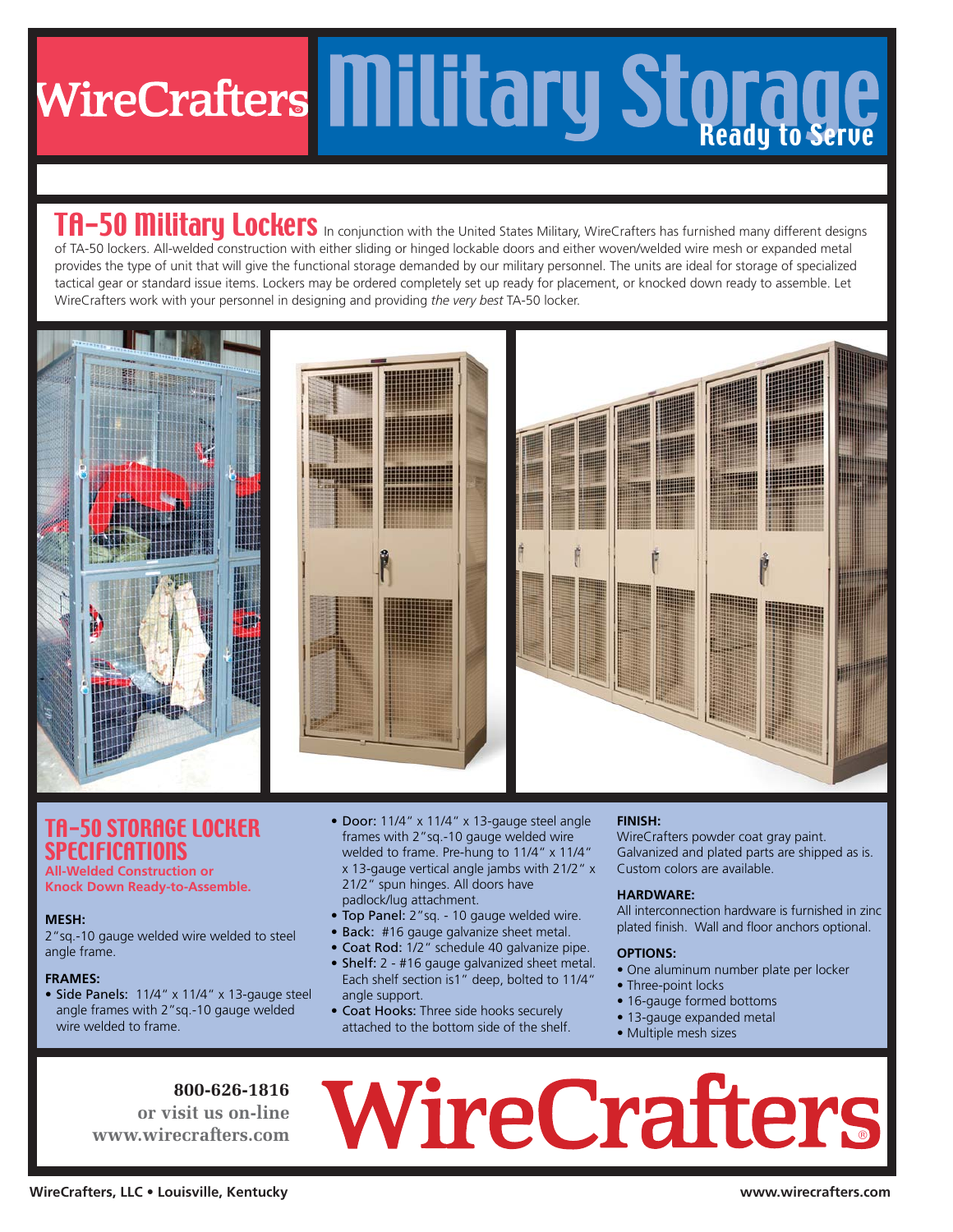# WireCrafters Military Storage

Ready to Serve

## TA-50 Military Lockers

In conjunction with the United States Military, WireCrafters has furnished many different designs of TA-50 lockers. All-welded construction with either sliding or hinged lockable doors and either woven/welded wire mesh or expanded metal provides the type of unit that will give the functional storage demanded by our military personnel. The units are ideal for storage of specialized tactical gear or standard issue items. Lockers may be ordered completely set up ready for placement, or knocked down ready to assemble. Let WireCrafters work with your personnel in designing and providing *the very best* TA-50 locker.

## TA-50 STORAGE LOCKER SPECIFICATIONS

**All-Welded Construction or Knock Down Ready-to-Assemble.**

**MESH:**

2"sq.-10 gauge welded wire welded to steel angle frame.

**FRAMES:**

- Side Panels: 11/4" x 11/4" x 13-gauge steel angle frames with 2"sq.-10 gauge welded wire welded to frame.
- Door: 11/4" x 11/4" x 13-gauge steel angle frames with 2"sq.-10 gauge welded wire welded to frame. Pre-hung to 11/4" x 11/4" x 13-gauge vertical angle jambs with 21/2" x 21/2" spun hinges. All doors have padlock/lug attachment.
- Top Panel: 2"sq. - 10 gauge welded wire.
- Back: #16 gauge galvanize sheet metal.
- Coat Rod: 1/2" schedule 40 galvanize pipe.
- Shelf: 2 - #16 gauge galvanized sheet metal. Each shelf section is1" deep, bolted to 11/4" angle support.
- Coat Hooks: Three side hooks securely attached to the bottom side of the shelf.

**FINISH:**

WireCrafters powder coat gray paint. Galvanized and plated parts are shipped as is. Custom colors are available.

**HARDWARE:**

All interconnection hardware is furnished in zinc plated finish. Wall and floor anchors optional.

**OPTIONS:**

- One aluminum number plate per locker
- Three-point locks
- 16-gauge formed bottoms
- 13-gauge expanded metal
- Multiple mesh sizes

**800-626-1816**
**or visit us on-line**
**www.wirecrafters.com**

WireCrafters®

**WireCrafters, LLC • Louisville, Kentucky** **www.wirecrafters.com**